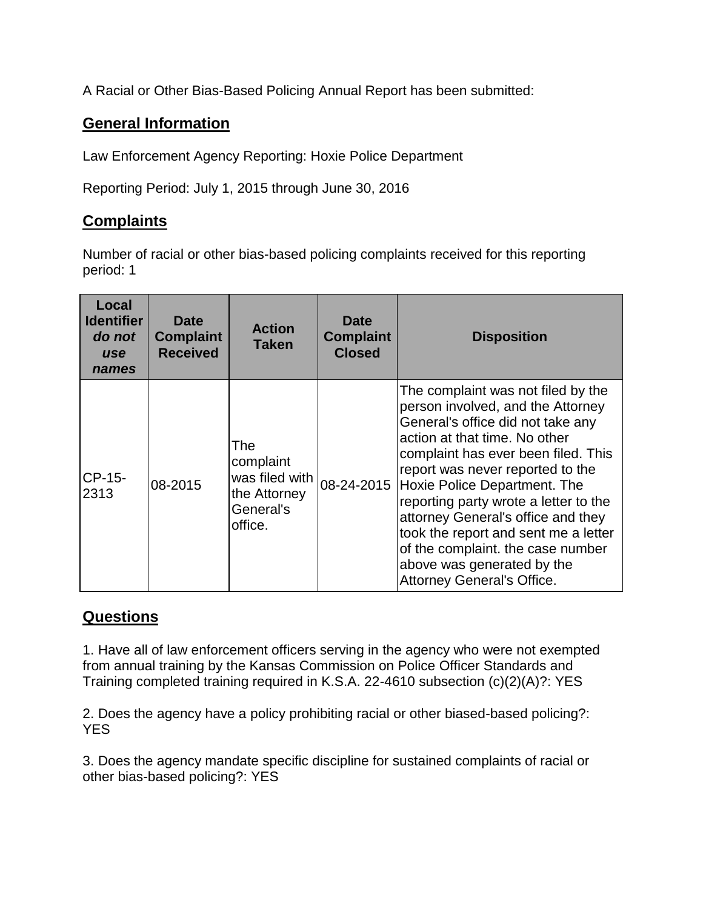A Racial or Other Bias-Based Policing Annual Report has been submitted:

## General Information

Law Enforcement Agency Reporting: Hoxie Police Department

Reporting Period: July 1, 2015 through June 30, 2016

## Complaints

Number of racial or other bias-based policing complaints received for this reporting period: 1

| Local Identifier *do not use names* | Date Complaint Received | Action Taken | Date Complaint Closed | Disposition |
|---|---|---|---|---|
| CP-15-2313 | 08-2015 | The complaint was filed with the Attorney General's office. | 08-24-2015 | The complaint was not filed by the person involved, and the Attorney General's office did not take any action at that time. No other complaint has ever been filed. This report was never reported to the Hoxie Police Department. The reporting party wrote a letter to the attorney General's office and they took the report and sent me a letter of the complaint. the case number above was generated by the Attorney General's Office. |

## Questions

1. Have all of law enforcement officers serving in the agency who were not exempted from annual training by the Kansas Commission on Police Officer Standards and Training completed training required in K.S.A. 22-4610 subsection (c)(2)(A)?: YES

2. Does the agency have a policy prohibiting racial or other biased-based policing?: YES

3. Does the agency mandate specific discipline for sustained complaints of racial or other bias-based policing?: YES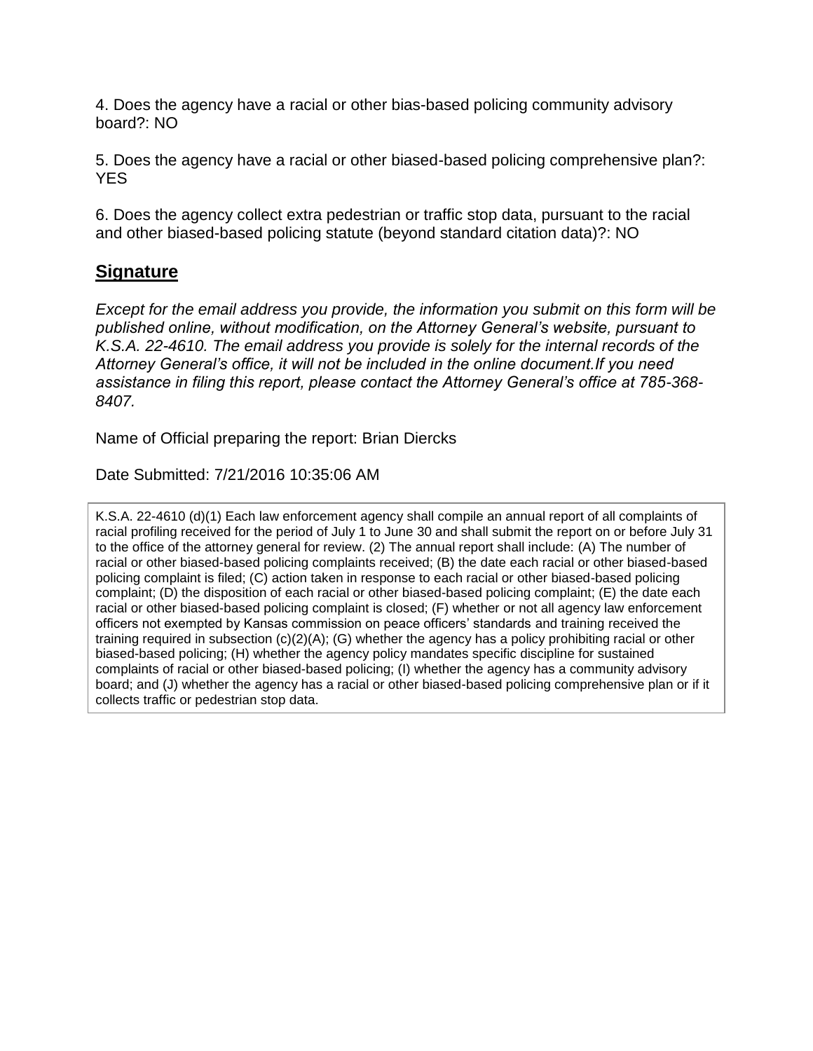4. Does the agency have a racial or other bias-based policing community advisory board?: NO

5. Does the agency have a racial or other biased-based policing comprehensive plan?: YES

6. Does the agency collect extra pedestrian or traffic stop data, pursuant to the racial and other biased-based policing statute (beyond standard citation data)?: NO

## Signature

*Except for the email address you provide, the information you submit on this form will be published online, without modification, on the Attorney General's website, pursuant to K.S.A. 22-4610. The email address you provide is solely for the internal records of the Attorney General's office, it will not be included in the online document.If you need assistance in filing this report, please contact the Attorney General's office at 785-368-8407.*

Name of Official preparing the report: Brian Diercks

Date Submitted: 7/21/2016 10:35:06 AM

K.S.A. 22-4610 (d)(1) Each law enforcement agency shall compile an annual report of all complaints of racial profiling received for the period of July 1 to June 30 and shall submit the report on or before July 31 to the office of the attorney general for review. (2) The annual report shall include: (A) The number of racial or other biased-based policing complaints received; (B) the date each racial or other biased-based policing complaint is filed; (C) action taken in response to each racial or other biased-based policing complaint; (D) the disposition of each racial or other biased-based policing complaint; (E) the date each racial or other biased-based policing complaint is closed; (F) whether or not all agency law enforcement officers not exempted by Kansas commission on peace officers' standards and training received the training required in subsection (c)(2)(A); (G) whether the agency has a policy prohibiting racial or other biased-based policing; (H) whether the agency policy mandates specific discipline for sustained complaints of racial or other biased-based policing; (I) whether the agency has a community advisory board; and (J) whether the agency has a racial or other biased-based policing comprehensive plan or if it collects traffic or pedestrian stop data.